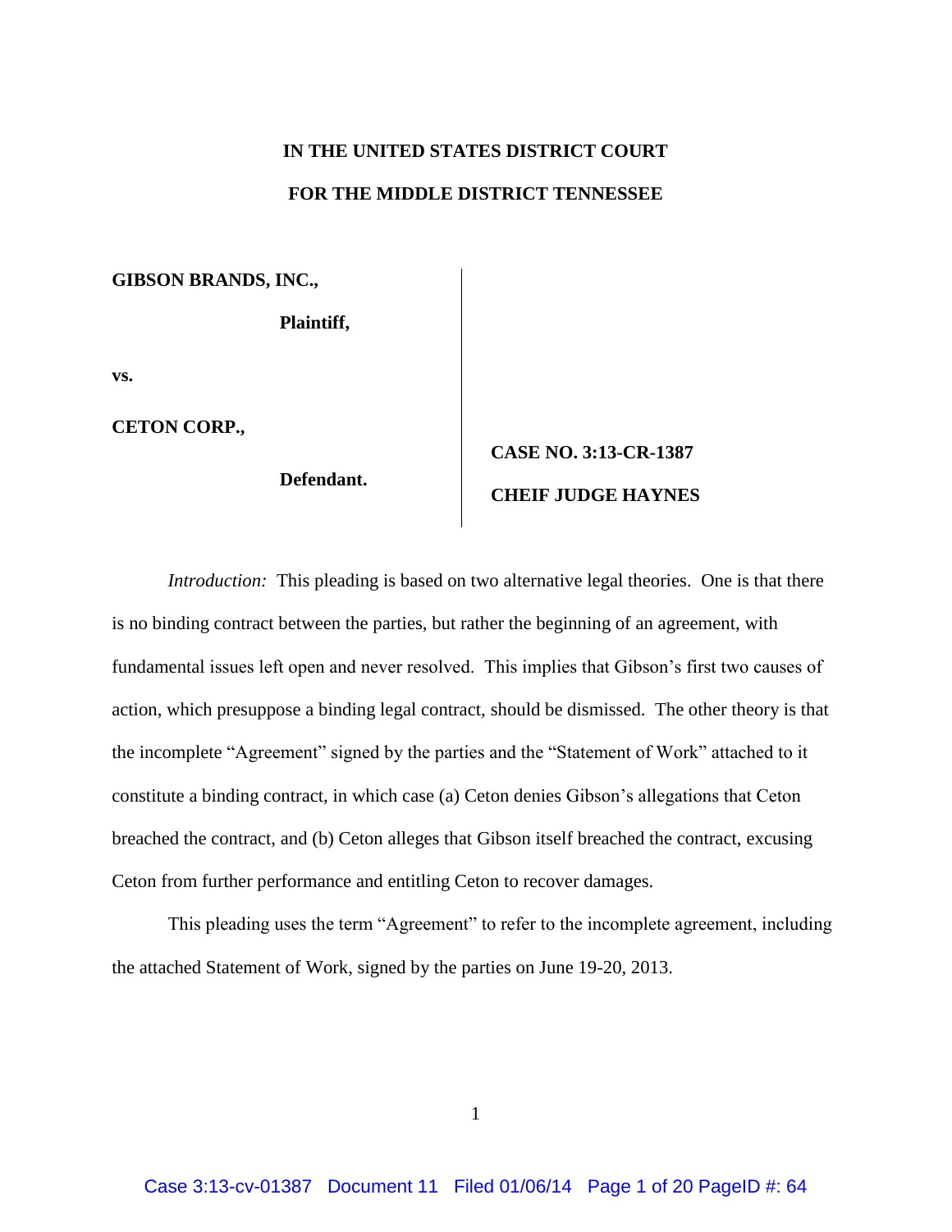**IN THE UNITED STATES DISTRICT COURT**

**FOR THE MIDDLE DISTRICT TENNESSEE**

**GIBSON BRANDS, INC.,**

**Plaintiff,**

**vs.**

**CETON CORP.,**

**Defendant.**

**CASE NO. 3:13-CR-1387**

**CHEIF JUDGE HAYNES**

*Introduction:* This pleading is based on two alternative legal theories. One is that there is no binding contract between the parties, but rather the beginning of an agreement, with fundamental issues left open and never resolved. This implies that Gibson's first two causes of action, which presuppose a binding legal contract, should be dismissed. The other theory is that the incomplete "Agreement" signed by the parties and the "Statement of Work" attached to it constitute a binding contract, in which case (a) Ceton denies Gibson's allegations that Ceton breached the contract, and (b) Ceton alleges that Gibson itself breached the contract, excusing Ceton from further performance and entitling Ceton to recover damages.

This pleading uses the term "Agreement" to refer to the incomplete agreement, including the attached Statement of Work, signed by the parties on June 19-20, 2013.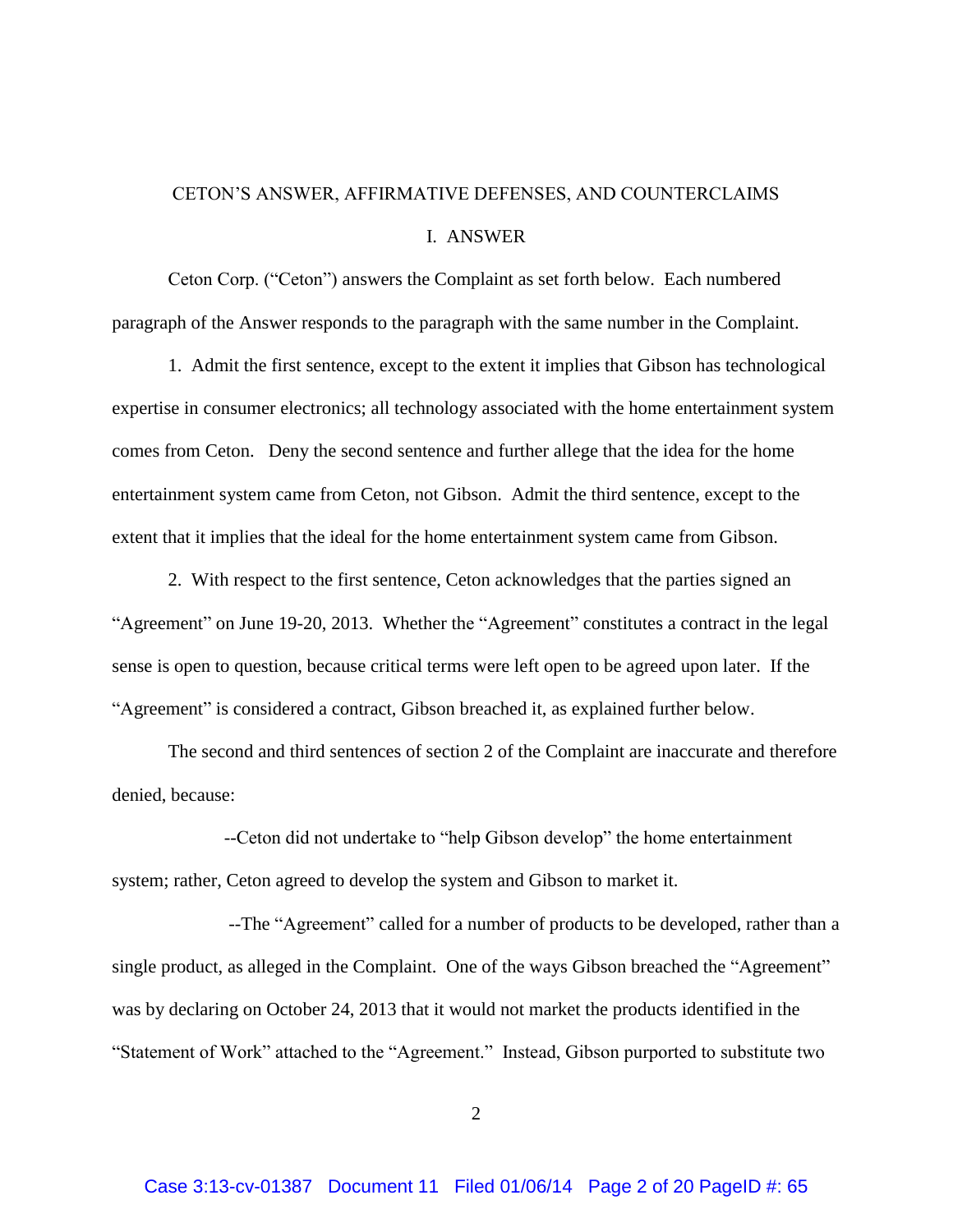## CETON'S ANSWER, AFFIRMATIVE DEFENSES, AND COUNTERCLAIMS

### I. ANSWER

Ceton Corp. ("Ceton") answers the Complaint as set forth below. Each numbered paragraph of the Answer responds to the paragraph with the same number in the Complaint.

1. Admit the first sentence, except to the extent it implies that Gibson has technological expertise in consumer electronics; all technology associated with the home entertainment system comes from Ceton. Deny the second sentence and further allege that the idea for the home entertainment system came from Ceton, not Gibson. Admit the third sentence, except to the extent that it implies that the ideal for the home entertainment system came from Gibson.

2. With respect to the first sentence, Ceton acknowledges that the parties signed an "Agreement" on June 19-20, 2013. Whether the "Agreement" constitutes a contract in the legal sense is open to question, because critical terms were left open to be agreed upon later. If the "Agreement" is considered a contract, Gibson breached it, as explained further below.

The second and third sentences of section 2 of the Complaint are inaccurate and therefore denied, because:

--Ceton did not undertake to "help Gibson develop" the home entertainment system; rather, Ceton agreed to develop the system and Gibson to market it.

--The "Agreement" called for a number of products to be developed, rather than a single product, as alleged in the Complaint. One of the ways Gibson breached the "Agreement" was by declaring on October 24, 2013 that it would not market the products identified in the "Statement of Work" attached to the "Agreement." Instead, Gibson purported to substitute two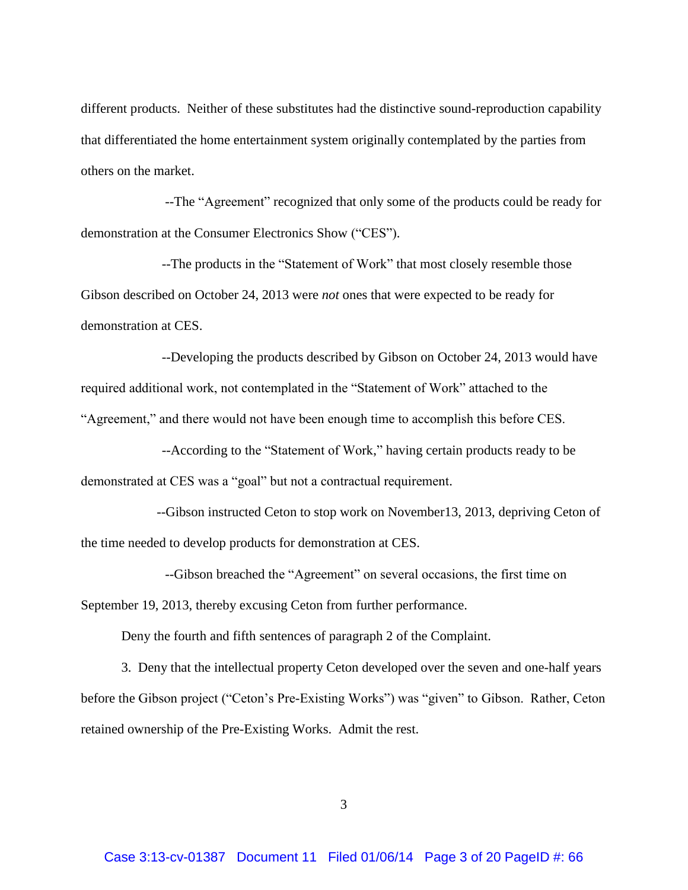different products. Neither of these substitutes had the distinctive sound-reproduction capability that differentiated the home entertainment system originally contemplated by the parties from others on the market.

--The "Agreement" recognized that only some of the products could be ready for demonstration at the Consumer Electronics Show ("CES").

--The products in the "Statement of Work" that most closely resemble those Gibson described on October 24, 2013 were *not* ones that were expected to be ready for demonstration at CES.

--Developing the products described by Gibson on October 24, 2013 would have required additional work, not contemplated in the "Statement of Work" attached to the "Agreement," and there would not have been enough time to accomplish this before CES.

--According to the "Statement of Work," having certain products ready to be demonstrated at CES was a "goal" but not a contractual requirement.

--Gibson instructed Ceton to stop work on November13, 2013, depriving Ceton of the time needed to develop products for demonstration at CES.

--Gibson breached the "Agreement" on several occasions, the first time on September 19, 2013, thereby excusing Ceton from further performance.

Deny the fourth and fifth sentences of paragraph 2 of the Complaint.

3. Deny that the intellectual property Ceton developed over the seven and one-half years before the Gibson project ("Ceton's Pre-Existing Works") was "given" to Gibson. Rather, Ceton retained ownership of the Pre-Existing Works. Admit the rest.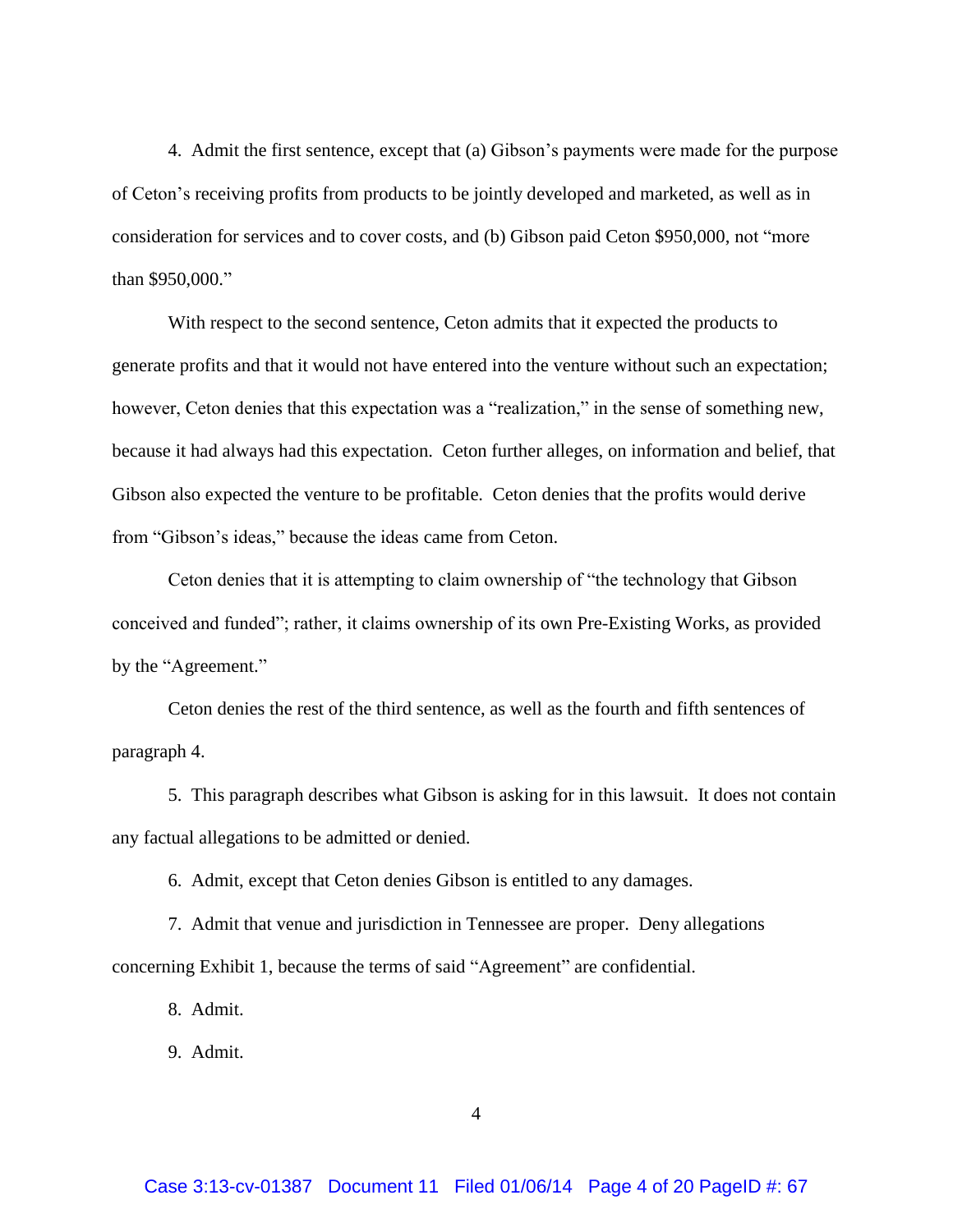4. Admit the first sentence, except that (a) Gibson's payments were made for the purpose of Ceton's receiving profits from products to be jointly developed and marketed, as well as in consideration for services and to cover costs, and (b) Gibson paid Ceton $950,000, not "more than $950,000."

With respect to the second sentence, Ceton admits that it expected the products to generate profits and that it would not have entered into the venture without such an expectation; however, Ceton denies that this expectation was a "realization," in the sense of something new, because it had always had this expectation. Ceton further alleges, on information and belief, that Gibson also expected the venture to be profitable. Ceton denies that the profits would derive from "Gibson's ideas," because the ideas came from Ceton.

Ceton denies that it is attempting to claim ownership of "the technology that Gibson conceived and funded"; rather, it claims ownership of its own Pre-Existing Works, as provided by the "Agreement."

Ceton denies the rest of the third sentence, as well as the fourth and fifth sentences of paragraph 4.

5. This paragraph describes what Gibson is asking for in this lawsuit. It does not contain any factual allegations to be admitted or denied.

6. Admit, except that Ceton denies Gibson is entitled to any damages.

7. Admit that venue and jurisdiction in Tennessee are proper. Deny allegations concerning Exhibit 1, because the terms of said "Agreement" are confidential.

8. Admit.

9. Admit.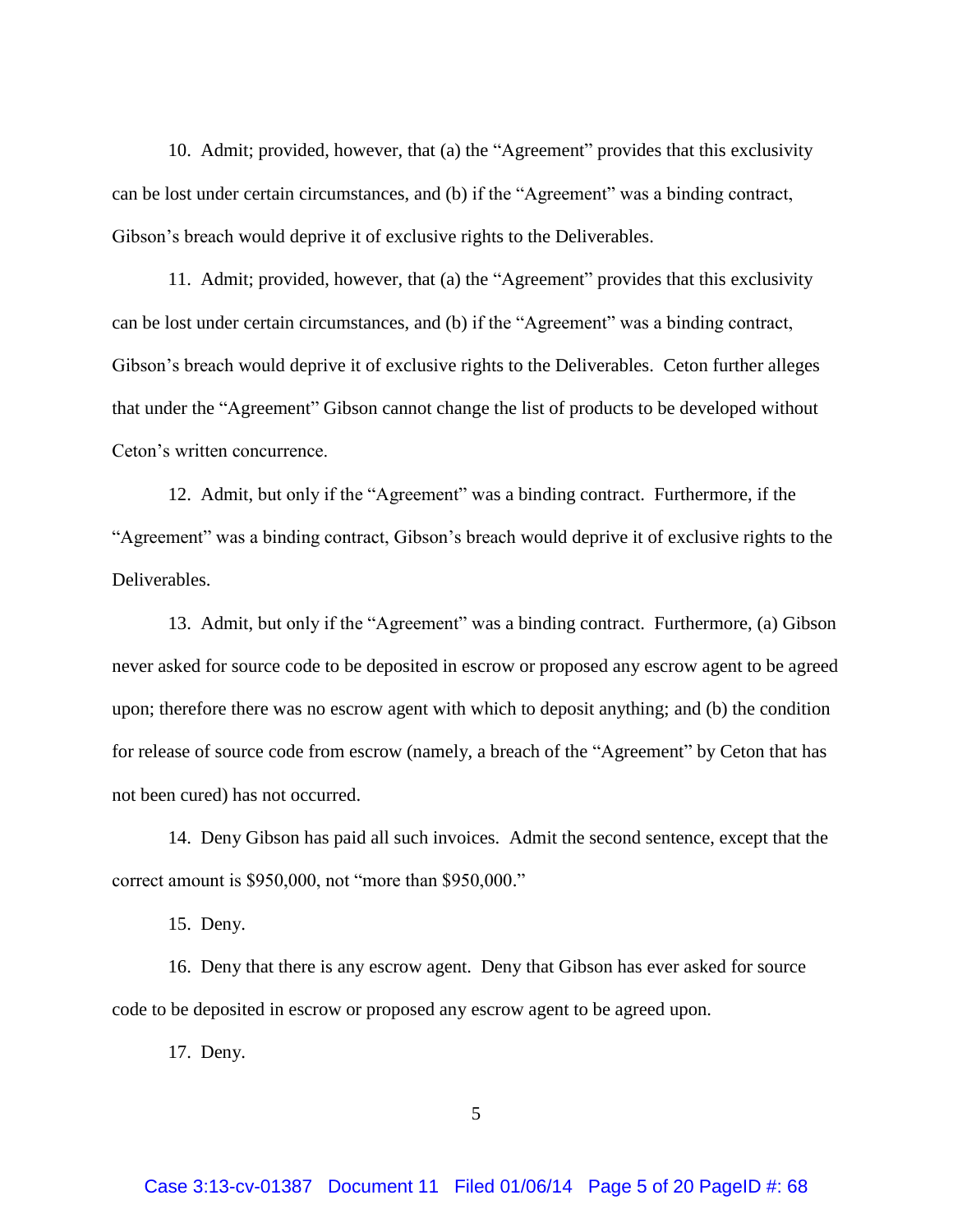10. Admit; provided, however, that (a) the "Agreement" provides that this exclusivity can be lost under certain circumstances, and (b) if the "Agreement" was a binding contract, Gibson's breach would deprive it of exclusive rights to the Deliverables.

11. Admit; provided, however, that (a) the "Agreement" provides that this exclusivity can be lost under certain circumstances, and (b) if the "Agreement" was a binding contract, Gibson's breach would deprive it of exclusive rights to the Deliverables. Ceton further alleges that under the "Agreement" Gibson cannot change the list of products to be developed without Ceton's written concurrence.

12. Admit, but only if the "Agreement" was a binding contract. Furthermore, if the "Agreement" was a binding contract, Gibson's breach would deprive it of exclusive rights to the Deliverables.

13. Admit, but only if the "Agreement" was a binding contract. Furthermore, (a) Gibson never asked for source code to be deposited in escrow or proposed any escrow agent to be agreed upon; therefore there was no escrow agent with which to deposit anything; and (b) the condition for release of source code from escrow (namely, a breach of the "Agreement" by Ceton that has not been cured) has not occurred.

14. Deny Gibson has paid all such invoices. Admit the second sentence, except that the correct amount is $950,000, not "more than $950,000."

15. Deny.

16. Deny that there is any escrow agent. Deny that Gibson has ever asked for source code to be deposited in escrow or proposed any escrow agent to be agreed upon.

17. Deny.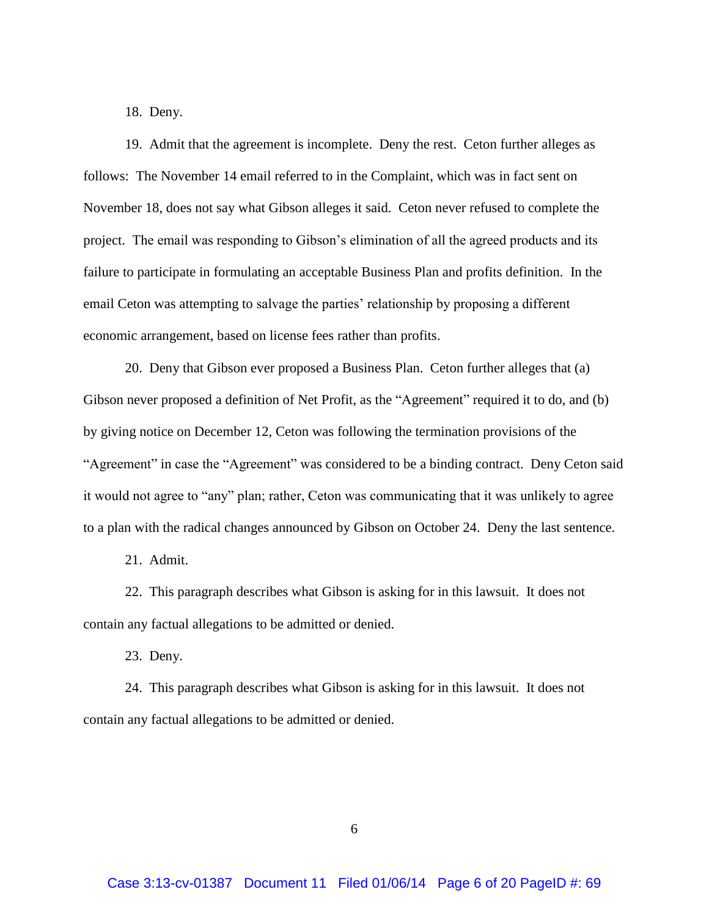18. Deny.

19. Admit that the agreement is incomplete. Deny the rest. Ceton further alleges as follows: The November 14 email referred to in the Complaint, which was in fact sent on November 18, does not say what Gibson alleges it said. Ceton never refused to complete the project. The email was responding to Gibson's elimination of all the agreed products and its failure to participate in formulating an acceptable Business Plan and profits definition. In the email Ceton was attempting to salvage the parties' relationship by proposing a different economic arrangement, based on license fees rather than profits.

20. Deny that Gibson ever proposed a Business Plan. Ceton further alleges that (a) Gibson never proposed a definition of Net Profit, as the "Agreement" required it to do, and (b) by giving notice on December 12, Ceton was following the termination provisions of the "Agreement" in case the "Agreement" was considered to be a binding contract. Deny Ceton said it would not agree to "any" plan; rather, Ceton was communicating that it was unlikely to agree to a plan with the radical changes announced by Gibson on October 24. Deny the last sentence.

21. Admit.

22. This paragraph describes what Gibson is asking for in this lawsuit. It does not contain any factual allegations to be admitted or denied.

23. Deny.

24. This paragraph describes what Gibson is asking for in this lawsuit. It does not contain any factual allegations to be admitted or denied.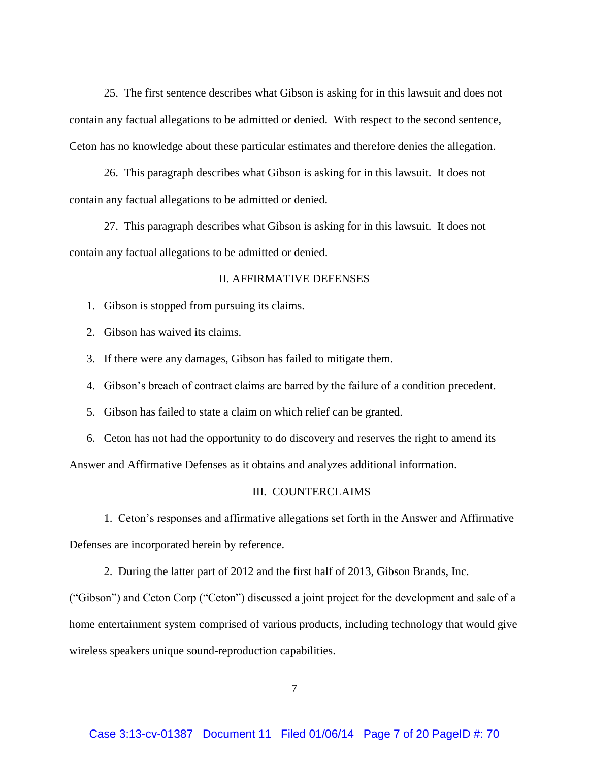25. The first sentence describes what Gibson is asking for in this lawsuit and does not contain any factual allegations to be admitted or denied. With respect to the second sentence, Ceton has no knowledge about these particular estimates and therefore denies the allegation.

26. This paragraph describes what Gibson is asking for in this lawsuit. It does not contain any factual allegations to be admitted or denied.

27. This paragraph describes what Gibson is asking for in this lawsuit. It does not contain any factual allegations to be admitted or denied.

## II. AFFIRMATIVE DEFENSES

1. Gibson is stopped from pursuing its claims.
2. Gibson has waived its claims.
3. If there were any damages, Gibson has failed to mitigate them.
4. Gibson's breach of contract claims are barred by the failure of a condition precedent.
5. Gibson has failed to state a claim on which relief can be granted.
6. Ceton has not had the opportunity to do discovery and reserves the right to amend its Answer and Affirmative Defenses as it obtains and analyzes additional information.

## III. COUNTERCLAIMS

1. Ceton's responses and affirmative allegations set forth in the Answer and Affirmative Defenses are incorporated herein by reference.

2. During the latter part of 2012 and the first half of 2013, Gibson Brands, Inc. ("Gibson") and Ceton Corp ("Ceton") discussed a joint project for the development and sale of a home entertainment system comprised of various products, including technology that would give wireless speakers unique sound-reproduction capabilities.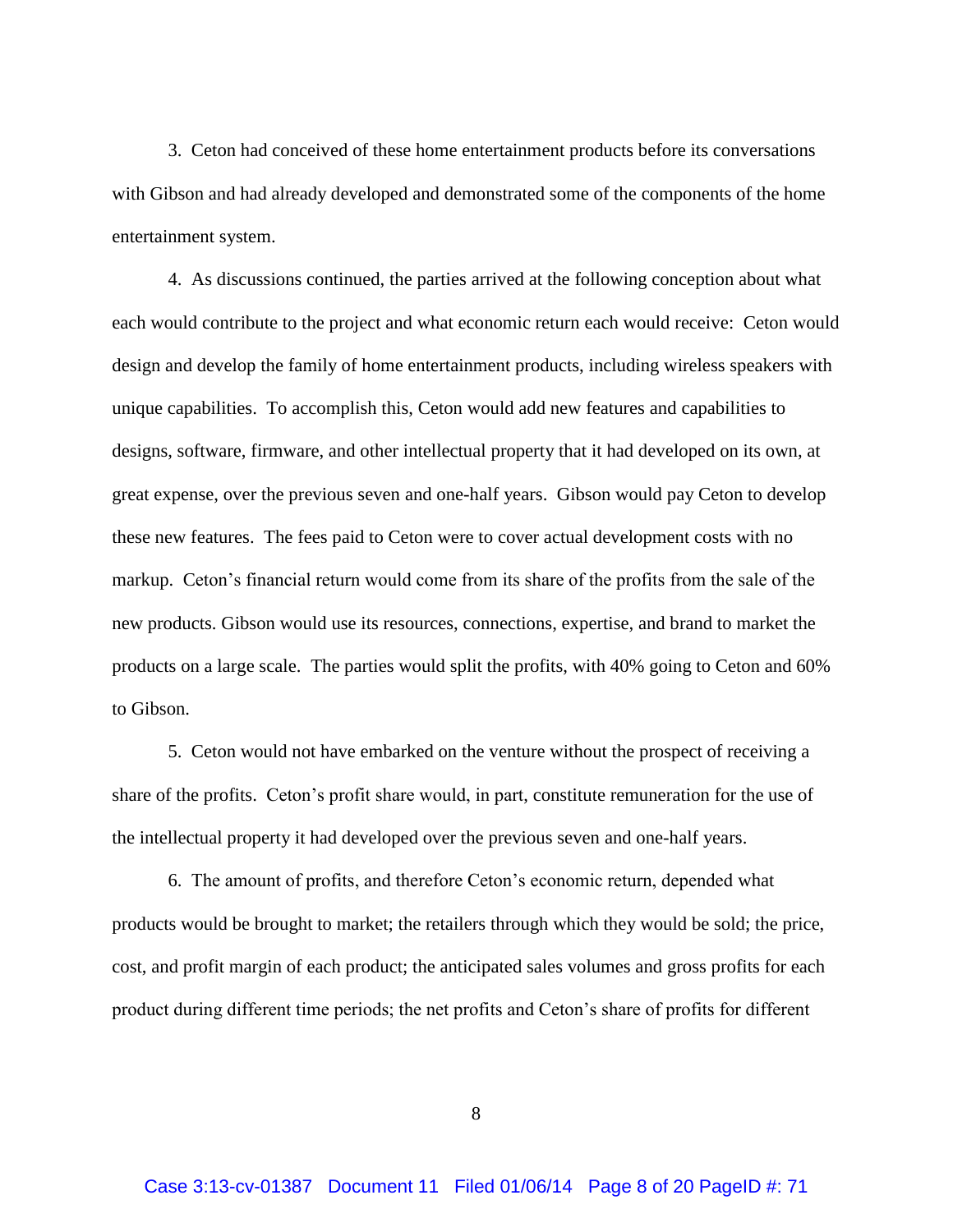3. Ceton had conceived of these home entertainment products before its conversations with Gibson and had already developed and demonstrated some of the components of the home entertainment system.

4. As discussions continued, the parties arrived at the following conception about what each would contribute to the project and what economic return each would receive: Ceton would design and develop the family of home entertainment products, including wireless speakers with unique capabilities. To accomplish this, Ceton would add new features and capabilities to designs, software, firmware, and other intellectual property that it had developed on its own, at great expense, over the previous seven and one-half years. Gibson would pay Ceton to develop these new features. The fees paid to Ceton were to cover actual development costs with no markup. Ceton's financial return would come from its share of the profits from the sale of the new products. Gibson would use its resources, connections, expertise, and brand to market the products on a large scale. The parties would split the profits, with 40% going to Ceton and 60% to Gibson.

5. Ceton would not have embarked on the venture without the prospect of receiving a share of the profits. Ceton's profit share would, in part, constitute remuneration for the use of the intellectual property it had developed over the previous seven and one-half years.

6. The amount of profits, and therefore Ceton's economic return, depended what products would be brought to market; the retailers through which they would be sold; the price, cost, and profit margin of each product; the anticipated sales volumes and gross profits for each product during different time periods; the net profits and Ceton's share of profits for different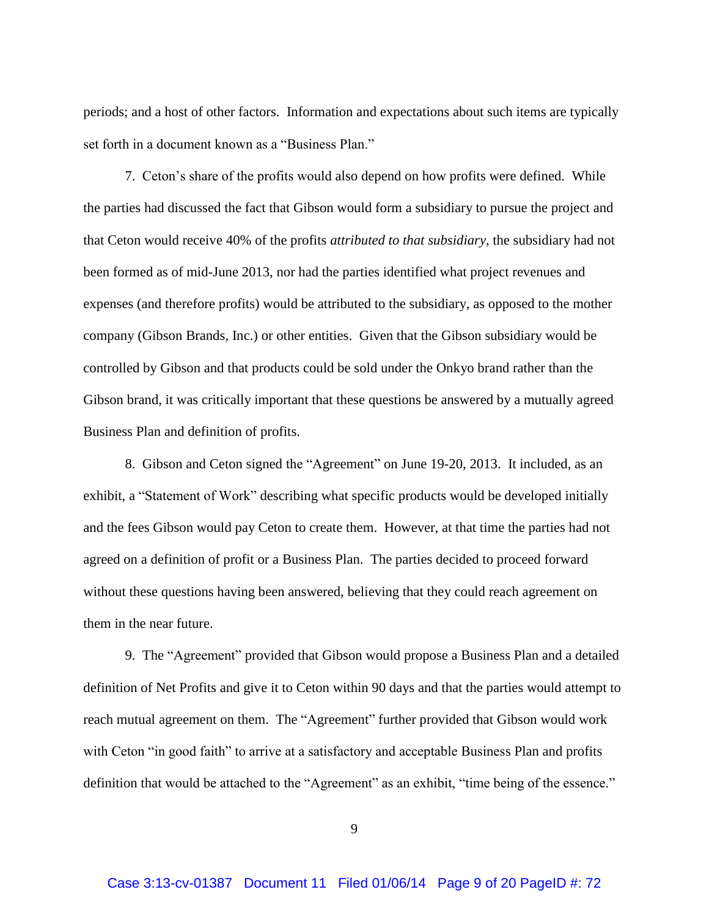periods; and a host of other factors. Information and expectations about such items are typically set forth in a document known as a "Business Plan."

7. Ceton's share of the profits would also depend on how profits were defined. While the parties had discussed the fact that Gibson would form a subsidiary to pursue the project and that Ceton would receive 40% of the profits *attributed to that subsidiary*, the subsidiary had not been formed as of mid-June 2013, nor had the parties identified what project revenues and expenses (and therefore profits) would be attributed to the subsidiary, as opposed to the mother company (Gibson Brands, Inc.) or other entities. Given that the Gibson subsidiary would be controlled by Gibson and that products could be sold under the Onkyo brand rather than the Gibson brand, it was critically important that these questions be answered by a mutually agreed Business Plan and definition of profits.

8. Gibson and Ceton signed the "Agreement" on June 19-20, 2013. It included, as an exhibit, a "Statement of Work" describing what specific products would be developed initially and the fees Gibson would pay Ceton to create them. However, at that time the parties had not agreed on a definition of profit or a Business Plan. The parties decided to proceed forward without these questions having been answered, believing that they could reach agreement on them in the near future.

9. The "Agreement" provided that Gibson would propose a Business Plan and a detailed definition of Net Profits and give it to Ceton within 90 days and that the parties would attempt to reach mutual agreement on them. The "Agreement" further provided that Gibson would work with Ceton "in good faith" to arrive at a satisfactory and acceptable Business Plan and profits definition that would be attached to the "Agreement" as an exhibit, "time being of the essence."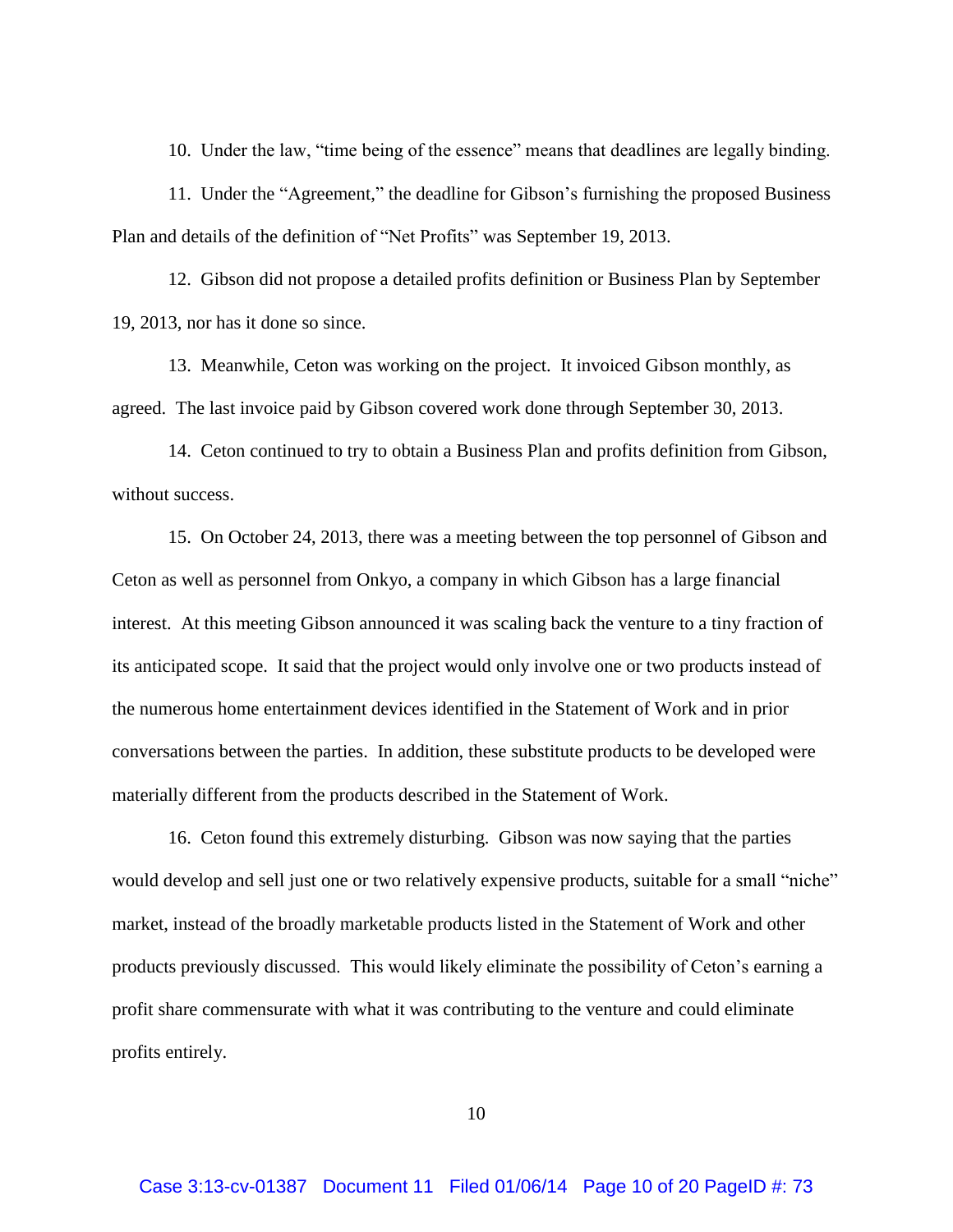10. Under the law, "time being of the essence" means that deadlines are legally binding.

11. Under the "Agreement," the deadline for Gibson's furnishing the proposed Business Plan and details of the definition of "Net Profits" was September 19, 2013.

12. Gibson did not propose a detailed profits definition or Business Plan by September 19, 2013, nor has it done so since.

13. Meanwhile, Ceton was working on the project. It invoiced Gibson monthly, as agreed. The last invoice paid by Gibson covered work done through September 30, 2013.

14. Ceton continued to try to obtain a Business Plan and profits definition from Gibson, without success.

15. On October 24, 2013, there was a meeting between the top personnel of Gibson and Ceton as well as personnel from Onkyo, a company in which Gibson has a large financial interest. At this meeting Gibson announced it was scaling back the venture to a tiny fraction of its anticipated scope. It said that the project would only involve one or two products instead of the numerous home entertainment devices identified in the Statement of Work and in prior conversations between the parties. In addition, these substitute products to be developed were materially different from the products described in the Statement of Work.

16. Ceton found this extremely disturbing. Gibson was now saying that the parties would develop and sell just one or two relatively expensive products, suitable for a small "niche" market, instead of the broadly marketable products listed in the Statement of Work and other products previously discussed. This would likely eliminate the possibility of Ceton's earning a profit share commensurate with what it was contributing to the venture and could eliminate profits entirely.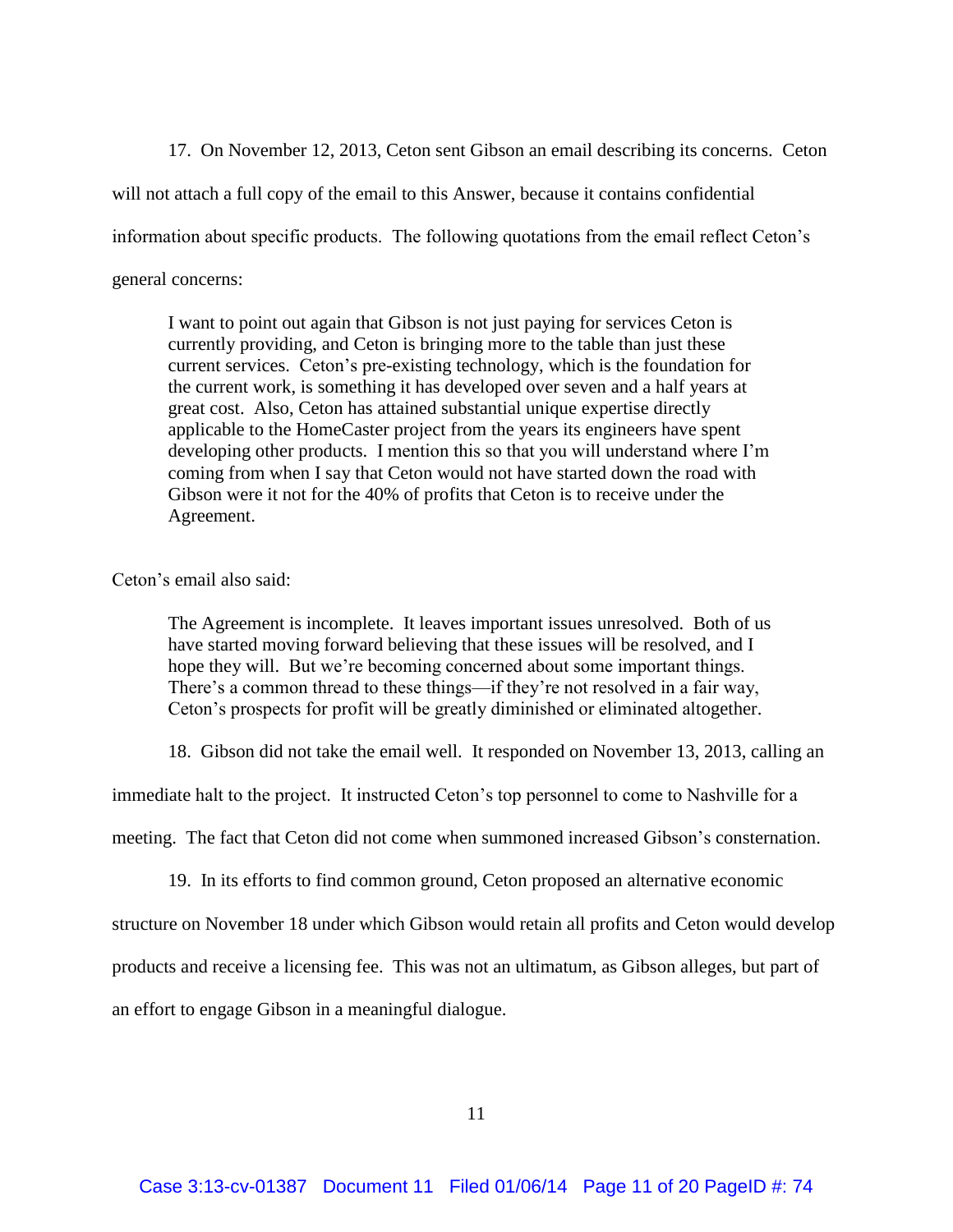17. On November 12, 2013, Ceton sent Gibson an email describing its concerns. Ceton will not attach a full copy of the email to this Answer, because it contains confidential information about specific products. The following quotations from the email reflect Ceton's general concerns:

> I want to point out again that Gibson is not just paying for services Ceton is currently providing, and Ceton is bringing more to the table than just these current services. Ceton's pre-existing technology, which is the foundation for the current work, is something it has developed over seven and a half years at great cost. Also, Ceton has attained substantial unique expertise directly applicable to the HomeCaster project from the years its engineers have spent developing other products. I mention this so that you will understand where I'm coming from when I say that Ceton would not have started down the road with Gibson were it not for the 40% of profits that Ceton is to receive under the Agreement.

Ceton's email also said:

> The Agreement is incomplete. It leaves important issues unresolved. Both of us have started moving forward believing that these issues will be resolved, and I hope they will. But we're becoming concerned about some important things. There's a common thread to these things—if they're not resolved in a fair way, Ceton's prospects for profit will be greatly diminished or eliminated altogether.

18. Gibson did not take the email well. It responded on November 13, 2013, calling an immediate halt to the project. It instructed Ceton's top personnel to come to Nashville for a meeting. The fact that Ceton did not come when summoned increased Gibson's consternation.

19. In its efforts to find common ground, Ceton proposed an alternative economic structure on November 18 under which Gibson would retain all profits and Ceton would develop products and receive a licensing fee. This was not an ultimatum, as Gibson alleges, but part of an effort to engage Gibson in a meaningful dialogue.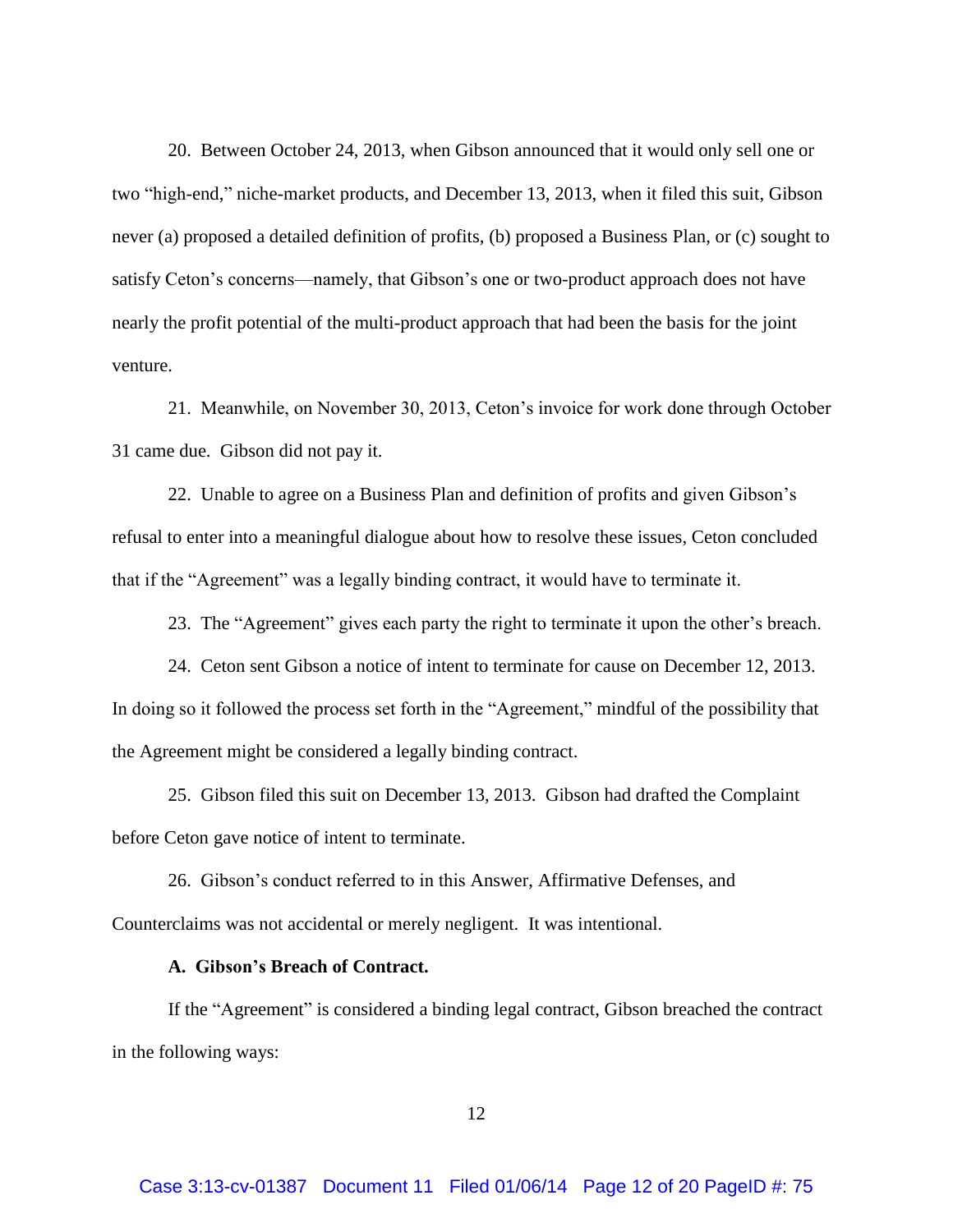20. Between October 24, 2013, when Gibson announced that it would only sell one or two "high-end," niche-market products, and December 13, 2013, when it filed this suit, Gibson never (a) proposed a detailed definition of profits, (b) proposed a Business Plan, or (c) sought to satisfy Ceton's concerns—namely, that Gibson's one or two-product approach does not have nearly the profit potential of the multi-product approach that had been the basis for the joint venture.

21. Meanwhile, on November 30, 2013, Ceton's invoice for work done through October 31 came due. Gibson did not pay it.

22. Unable to agree on a Business Plan and definition of profits and given Gibson's refusal to enter into a meaningful dialogue about how to resolve these issues, Ceton concluded that if the "Agreement" was a legally binding contract, it would have to terminate it.

23. The "Agreement" gives each party the right to terminate it upon the other's breach.

24. Ceton sent Gibson a notice of intent to terminate for cause on December 12, 2013. In doing so it followed the process set forth in the "Agreement," mindful of the possibility that the Agreement might be considered a legally binding contract.

25. Gibson filed this suit on December 13, 2013. Gibson had drafted the Complaint before Ceton gave notice of intent to terminate.

26. Gibson's conduct referred to in this Answer, Affirmative Defenses, and Counterclaims was not accidental or merely negligent. It was intentional.

**A. Gibson's Breach of Contract.**

If the "Agreement" is considered a binding legal contract, Gibson breached the contract in the following ways: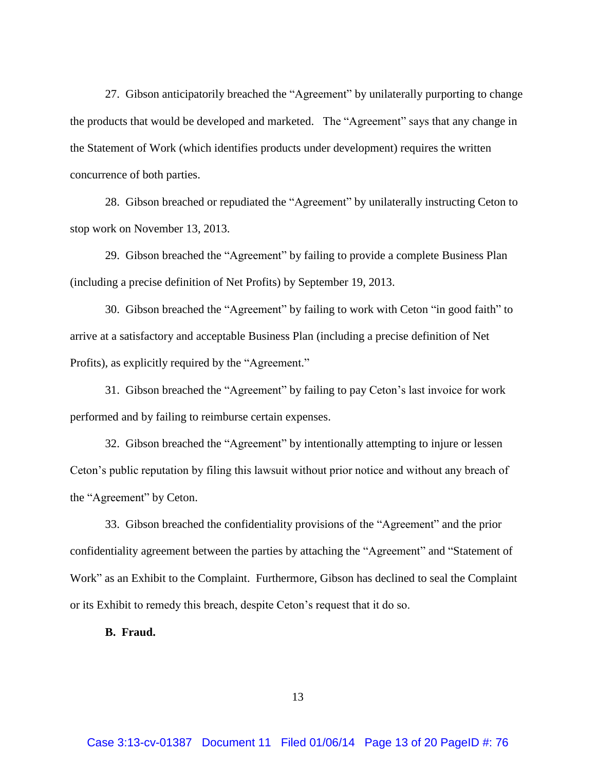27. Gibson anticipatorily breached the "Agreement" by unilaterally purporting to change the products that would be developed and marketed. The "Agreement" says that any change in the Statement of Work (which identifies products under development) requires the written concurrence of both parties.

28. Gibson breached or repudiated the "Agreement" by unilaterally instructing Ceton to stop work on November 13, 2013.

29. Gibson breached the "Agreement" by failing to provide a complete Business Plan (including a precise definition of Net Profits) by September 19, 2013.

30. Gibson breached the "Agreement" by failing to work with Ceton "in good faith" to arrive at a satisfactory and acceptable Business Plan (including a precise definition of Net Profits), as explicitly required by the "Agreement."

31. Gibson breached the "Agreement" by failing to pay Ceton's last invoice for work performed and by failing to reimburse certain expenses.

32. Gibson breached the "Agreement" by intentionally attempting to injure or lessen Ceton's public reputation by filing this lawsuit without prior notice and without any breach of the "Agreement" by Ceton.

33. Gibson breached the confidentiality provisions of the "Agreement" and the prior confidentiality agreement between the parties by attaching the "Agreement" and "Statement of Work" as an Exhibit to the Complaint. Furthermore, Gibson has declined to seal the Complaint or its Exhibit to remedy this breach, despite Ceton's request that it do so.

**B. Fraud.**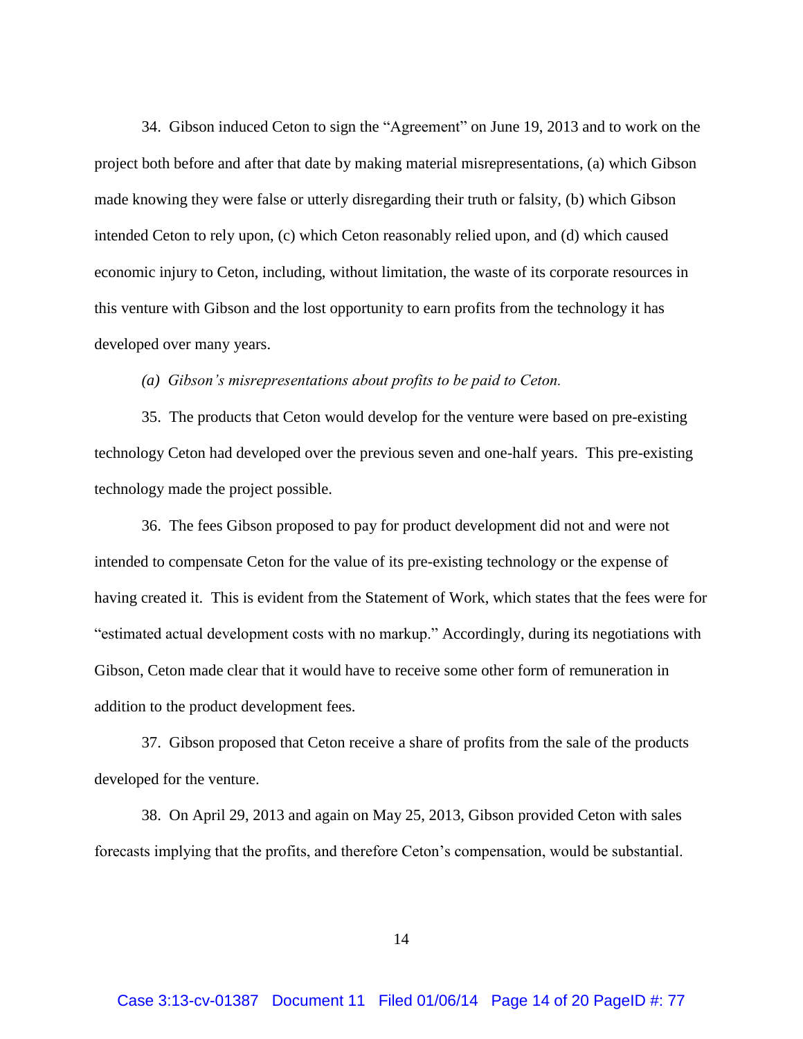34. Gibson induced Ceton to sign the "Agreement" on June 19, 2013 and to work on the project both before and after that date by making material misrepresentations, (a) which Gibson made knowing they were false or utterly disregarding their truth or falsity, (b) which Gibson intended Ceton to rely upon, (c) which Ceton reasonably relied upon, and (d) which caused economic injury to Ceton, including, without limitation, the waste of its corporate resources in this venture with Gibson and the lost opportunity to earn profits from the technology it has developed over many years.

*(a) Gibson's misrepresentations about profits to be paid to Ceton.*

35. The products that Ceton would develop for the venture were based on pre-existing technology Ceton had developed over the previous seven and one-half years. This pre-existing technology made the project possible.

36. The fees Gibson proposed to pay for product development did not and were not intended to compensate Ceton for the value of its pre-existing technology or the expense of having created it. This is evident from the Statement of Work, which states that the fees were for "estimated actual development costs with no markup." Accordingly, during its negotiations with Gibson, Ceton made clear that it would have to receive some other form of remuneration in addition to the product development fees.

37. Gibson proposed that Ceton receive a share of profits from the sale of the products developed for the venture.

38. On April 29, 2013 and again on May 25, 2013, Gibson provided Ceton with sales forecasts implying that the profits, and therefore Ceton's compensation, would be substantial.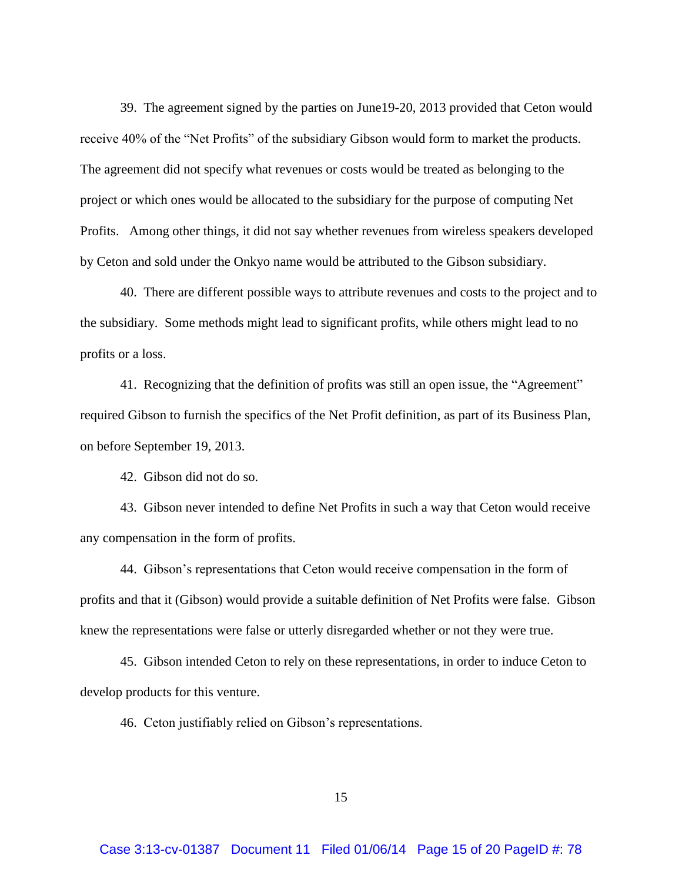39. The agreement signed by the parties on June19-20, 2013 provided that Ceton would receive 40% of the "Net Profits" of the subsidiary Gibson would form to market the products. The agreement did not specify what revenues or costs would be treated as belonging to the project or which ones would be allocated to the subsidiary for the purpose of computing Net Profits. Among other things, it did not say whether revenues from wireless speakers developed by Ceton and sold under the Onkyo name would be attributed to the Gibson subsidiary.

40. There are different possible ways to attribute revenues and costs to the project and to the subsidiary. Some methods might lead to significant profits, while others might lead to no profits or a loss.

41. Recognizing that the definition of profits was still an open issue, the "Agreement" required Gibson to furnish the specifics of the Net Profit definition, as part of its Business Plan, on before September 19, 2013.

42. Gibson did not do so.

43. Gibson never intended to define Net Profits in such a way that Ceton would receive any compensation in the form of profits.

44. Gibson's representations that Ceton would receive compensation in the form of profits and that it (Gibson) would provide a suitable definition of Net Profits were false. Gibson knew the representations were false or utterly disregarded whether or not they were true.

45. Gibson intended Ceton to rely on these representations, in order to induce Ceton to develop products for this venture.

46. Ceton justifiably relied on Gibson's representations.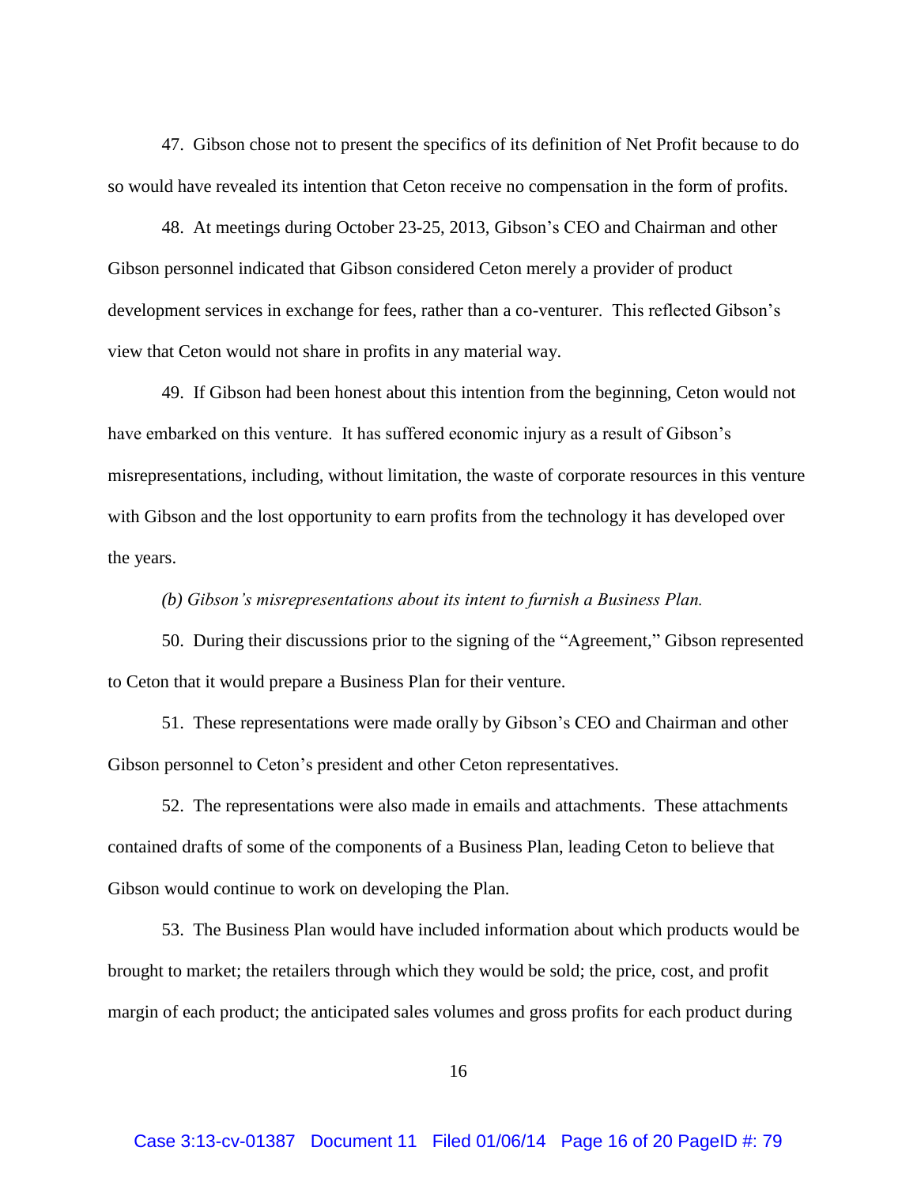47. Gibson chose not to present the specifics of its definition of Net Profit because to do so would have revealed its intention that Ceton receive no compensation in the form of profits.

48. At meetings during October 23-25, 2013, Gibson's CEO and Chairman and other Gibson personnel indicated that Gibson considered Ceton merely a provider of product development services in exchange for fees, rather than a co-venturer. This reflected Gibson's view that Ceton would not share in profits in any material way.

49. If Gibson had been honest about this intention from the beginning, Ceton would not have embarked on this venture. It has suffered economic injury as a result of Gibson's misrepresentations, including, without limitation, the waste of corporate resources in this venture with Gibson and the lost opportunity to earn profits from the technology it has developed over the years.

*(b) Gibson's misrepresentations about its intent to furnish a Business Plan.*

50. During their discussions prior to the signing of the "Agreement," Gibson represented to Ceton that it would prepare a Business Plan for their venture.

51. These representations were made orally by Gibson's CEO and Chairman and other Gibson personnel to Ceton's president and other Ceton representatives.

52. The representations were also made in emails and attachments. These attachments contained drafts of some of the components of a Business Plan, leading Ceton to believe that Gibson would continue to work on developing the Plan.

53. The Business Plan would have included information about which products would be brought to market; the retailers through which they would be sold; the price, cost, and profit margin of each product; the anticipated sales volumes and gross profits for each product during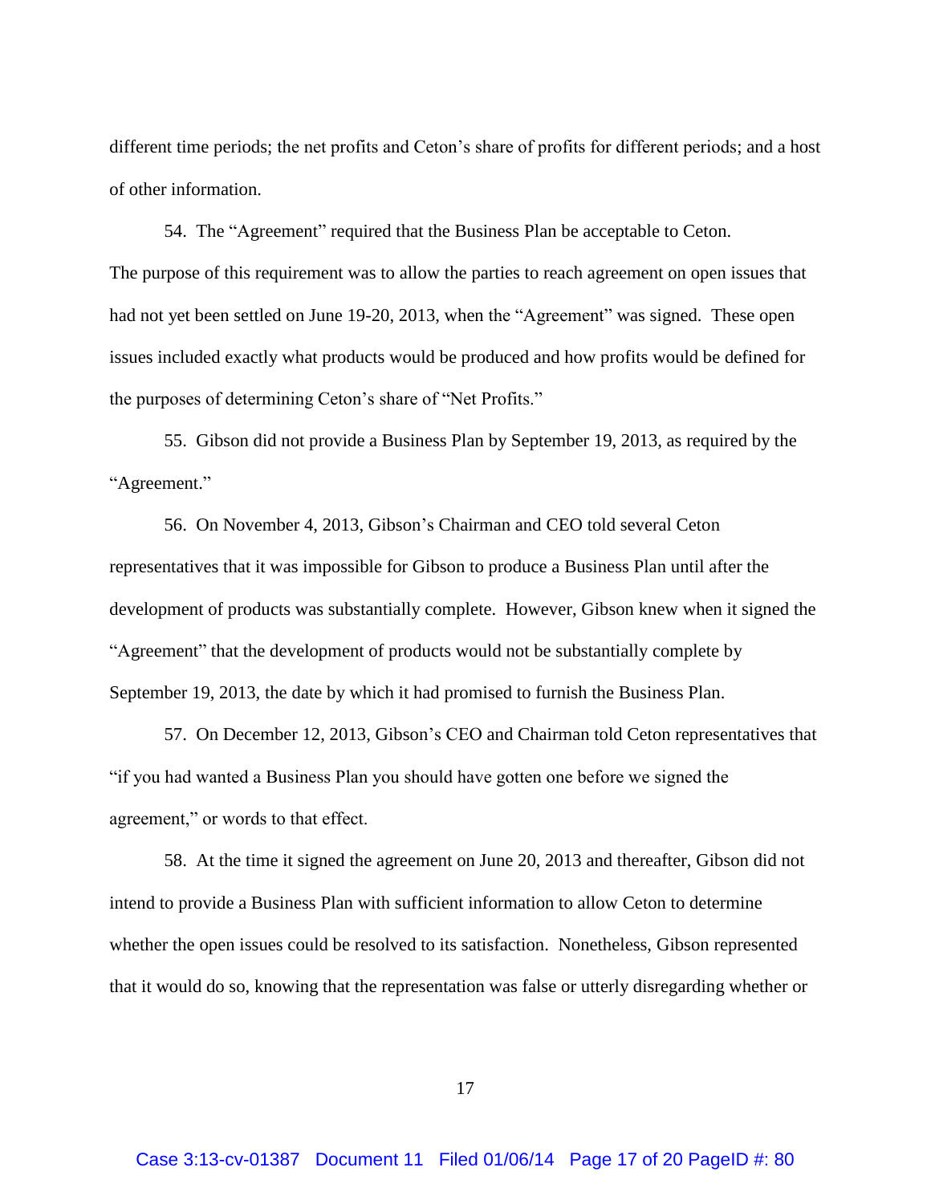different time periods; the net profits and Ceton's share of profits for different periods; and a host of other information.

54. The "Agreement" required that the Business Plan be acceptable to Ceton. The purpose of this requirement was to allow the parties to reach agreement on open issues that had not yet been settled on June 19-20, 2013, when the "Agreement" was signed. These open issues included exactly what products would be produced and how profits would be defined for the purposes of determining Ceton's share of "Net Profits."

55. Gibson did not provide a Business Plan by September 19, 2013, as required by the "Agreement."

56. On November 4, 2013, Gibson's Chairman and CEO told several Ceton representatives that it was impossible for Gibson to produce a Business Plan until after the development of products was substantially complete. However, Gibson knew when it signed the "Agreement" that the development of products would not be substantially complete by September 19, 2013, the date by which it had promised to furnish the Business Plan.

57. On December 12, 2013, Gibson's CEO and Chairman told Ceton representatives that "if you had wanted a Business Plan you should have gotten one before we signed the agreement," or words to that effect.

58. At the time it signed the agreement on June 20, 2013 and thereafter, Gibson did not intend to provide a Business Plan with sufficient information to allow Ceton to determine whether the open issues could be resolved to its satisfaction. Nonetheless, Gibson represented that it would do so, knowing that the representation was false or utterly disregarding whether or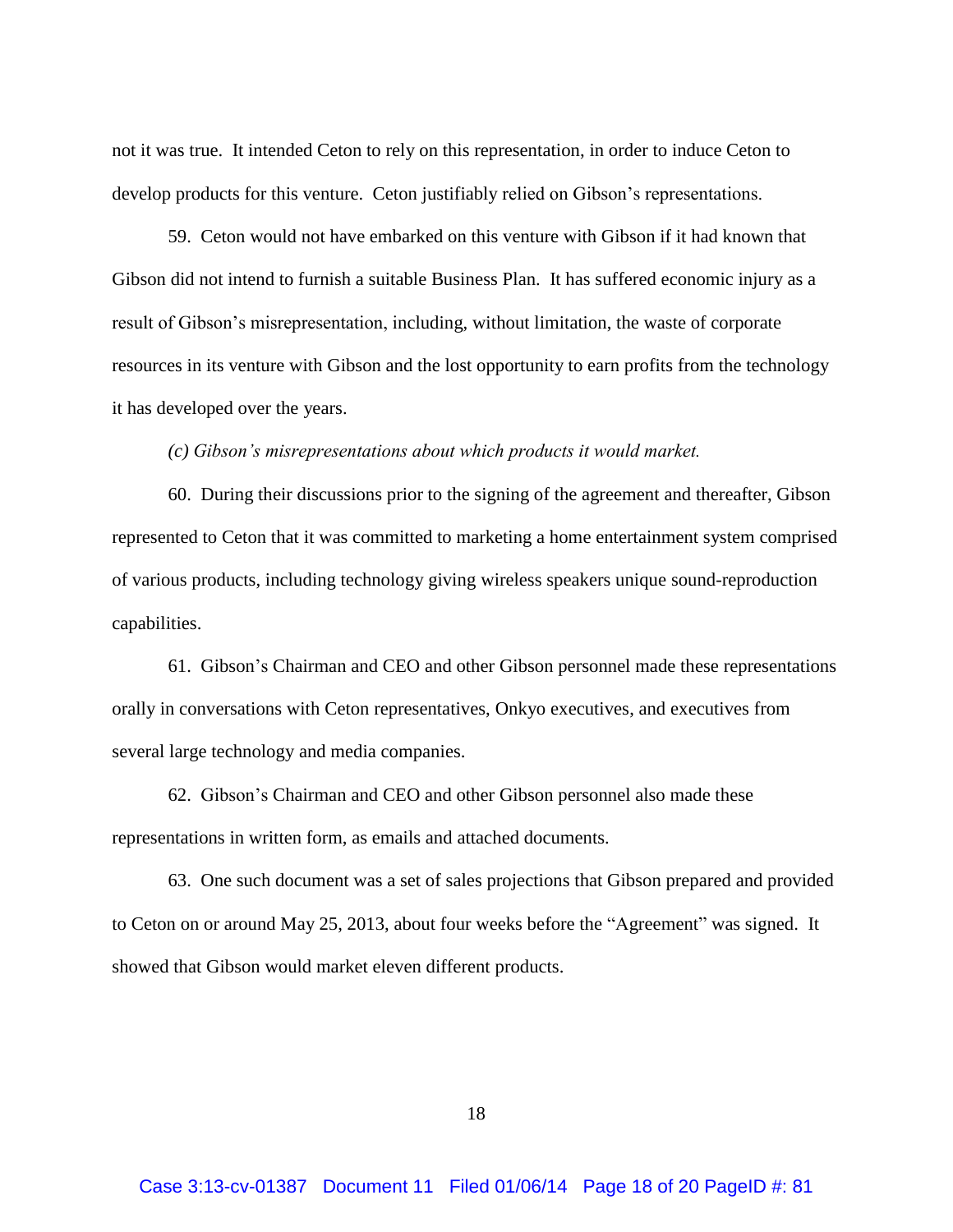not it was true. It intended Ceton to rely on this representation, in order to induce Ceton to develop products for this venture. Ceton justifiably relied on Gibson's representations.

59. Ceton would not have embarked on this venture with Gibson if it had known that Gibson did not intend to furnish a suitable Business Plan. It has suffered economic injury as a result of Gibson's misrepresentation, including, without limitation, the waste of corporate resources in its venture with Gibson and the lost opportunity to earn profits from the technology it has developed over the years.

*(c) Gibson's misrepresentations about which products it would market.*

60. During their discussions prior to the signing of the agreement and thereafter, Gibson represented to Ceton that it was committed to marketing a home entertainment system comprised of various products, including technology giving wireless speakers unique sound-reproduction capabilities.

61. Gibson's Chairman and CEO and other Gibson personnel made these representations orally in conversations with Ceton representatives, Onkyo executives, and executives from several large technology and media companies.

62. Gibson's Chairman and CEO and other Gibson personnel also made these representations in written form, as emails and attached documents.

63. One such document was a set of sales projections that Gibson prepared and provided to Ceton on or around May 25, 2013, about four weeks before the "Agreement" was signed. It showed that Gibson would market eleven different products.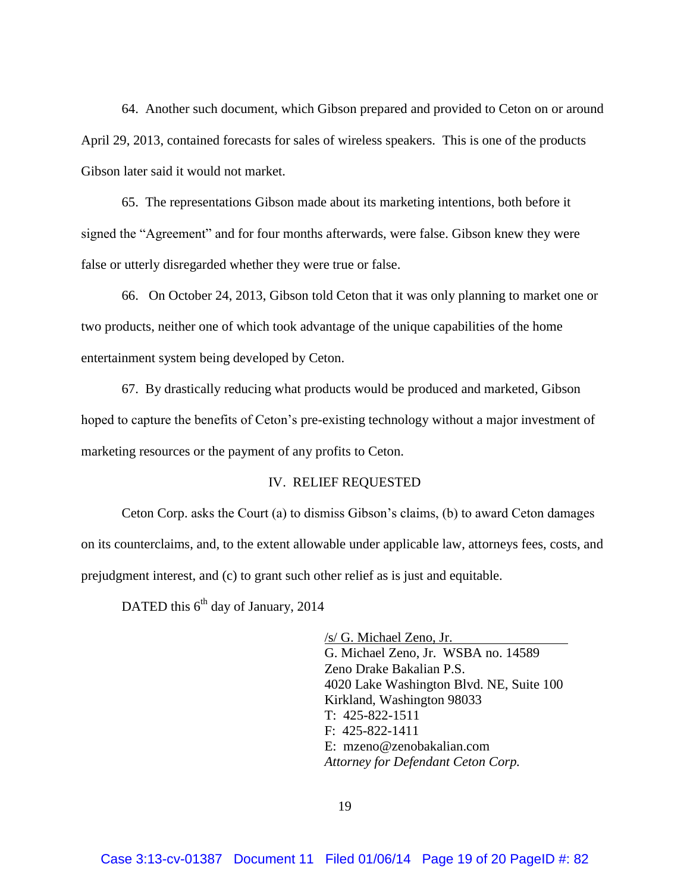64. Another such document, which Gibson prepared and provided to Ceton on or around April 29, 2013, contained forecasts for sales of wireless speakers. This is one of the products Gibson later said it would not market.

65. The representations Gibson made about its marketing intentions, both before it signed the "Agreement" and for four months afterwards, were false. Gibson knew they were false or utterly disregarded whether they were true or false.

66. On October 24, 2013, Gibson told Ceton that it was only planning to market one or two products, neither one of which took advantage of the unique capabilities of the home entertainment system being developed by Ceton.

67. By drastically reducing what products would be produced and marketed, Gibson hoped to capture the benefits of Ceton's pre-existing technology without a major investment of marketing resources or the payment of any profits to Ceton.

## IV. RELIEF REQUESTED

Ceton Corp. asks the Court (a) to dismiss Gibson's claims, (b) to award Ceton damages on its counterclaims, and, to the extent allowable under applicable law, attorneys fees, costs, and prejudgment interest, and (c) to grant such other relief as is just and equitable.

DATED this 6th day of January, 2014

/s/ G. Michael Zeno, Jr.
G. Michael Zeno, Jr. WSBA no. 14589
Zeno Drake Bakalian P.S.
4020 Lake Washington Blvd. NE, Suite 100
Kirkland, Washington 98033
T: 425-822-1511
F: 425-822-1411
E: mzeno@zenobakalian.com
*Attorney for Defendant Ceton Corp.*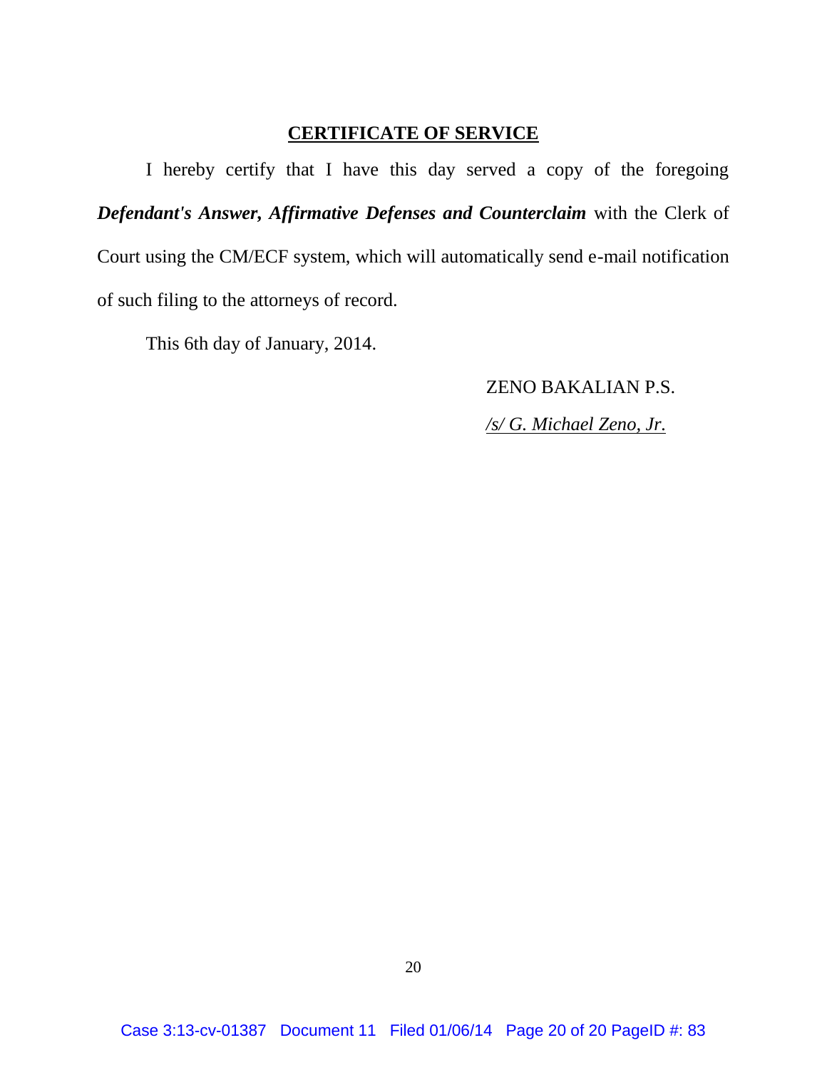## CERTIFICATE OF SERVICE

I hereby certify that I have this day served a copy of the foregoing ***Defendant's Answer, Affirmative Defenses and Counterclaim*** with the Clerk of Court using the CM/ECF system, which will automatically send e-mail notification of such filing to the attorneys of record.

This 6th day of January, 2014.

ZENO BAKALIAN P.S.

*/s/ G. Michael Zeno, Jr.*